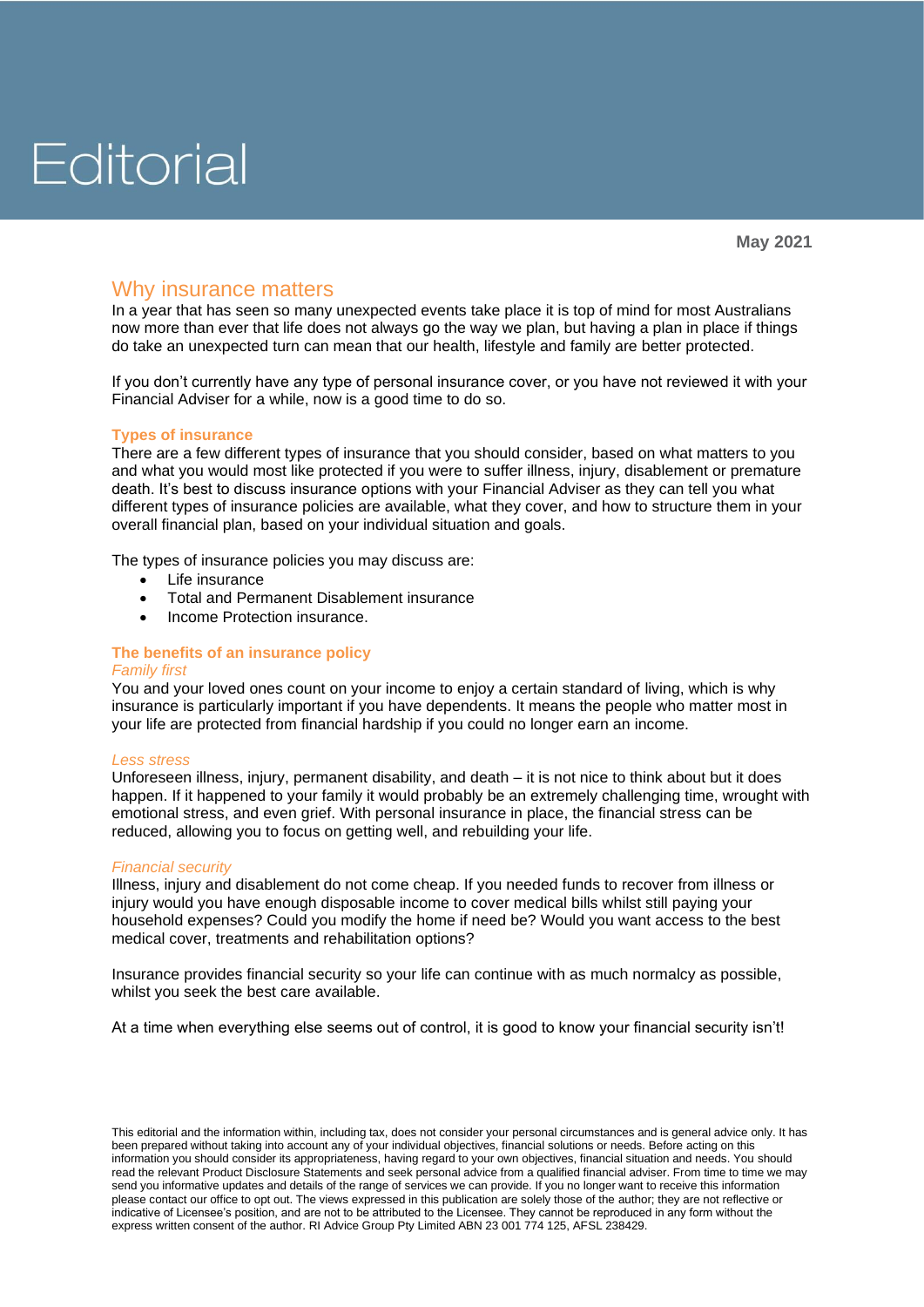# Editorial

**May 2021**

## Why insurance matters

In a year that has seen so many unexpected events take place it is top of mind for most Australians now more than ever that life does not always go the way we plan, but having a plan in place if things do take an unexpected turn can mean that our health, lifestyle and family are better protected.

If you don't currently have any type of personal insurance cover, or you have not reviewed it with your Financial Adviser for a while, now is a good time to do so.

### Types of insurance

There are a few different types of insurance that you should consider, based on what matters to you and what you would most like protected if you were to suffer illness, injury, disablement or premature death. It's best to discuss insurance options with your Financial Adviser as they can tell you what different types of insurance policies are available, what they cover, and how to structure them in your overall financial plan, based on your individual situation and goals.

The types of insurance policies you may discuss are:

- Life insurance
- Total and Permanent Disablement insurance
- Income Protection insurance.

### The benefits of an insurance policy

*Family first*

You and your loved ones count on your income to enjoy a certain standard of living, which is why insurance is particularly important if you have dependents. It means the people who matter most in your life are protected from financial hardship if you could no longer earn an income.

*Less stress*

Unforeseen illness, injury, permanent disability, and death – it is not nice to think about but it does happen. If it happened to your family it would probably be an extremely challenging time, wrought with emotional stress, and even grief. With personal insurance in place, the financial stress can be reduced, allowing you to focus on getting well, and rebuilding your life.

*Financial security*

Illness, injury and disablement do not come cheap. If you needed funds to recover from illness or injury would you have enough disposable income to cover medical bills whilst still paying your household expenses? Could you modify the home if need be? Would you want access to the best medical cover, treatments and rehabilitation options?

Insurance provides financial security so your life can continue with as much normalcy as possible, whilst you seek the best care available.

At a time when everything else seems out of control, it is good to know your financial security isn't!

This editorial and the information within, including tax, does not consider your personal circumstances and is general advice only. It has been prepared without taking into account any of your individual objectives, financial solutions or needs. Before acting on this information you should consider its appropriateness, having regard to your own objectives, financial situation and needs. You should read the relevant Product Disclosure Statements and seek personal advice from a qualified financial adviser. From time to time we may send you informative updates and details of the range of services we can provide. If you no longer want to receive this information please contact our office to opt out. The views expressed in this publication are solely those of the author; they are not reflective or indicative of Licensee's position, and are not to be attributed to the Licensee. They cannot be reproduced in any form without the express written consent of the author. RI Advice Group Pty Limited ABN 23 001 774 125, AFSL 238429.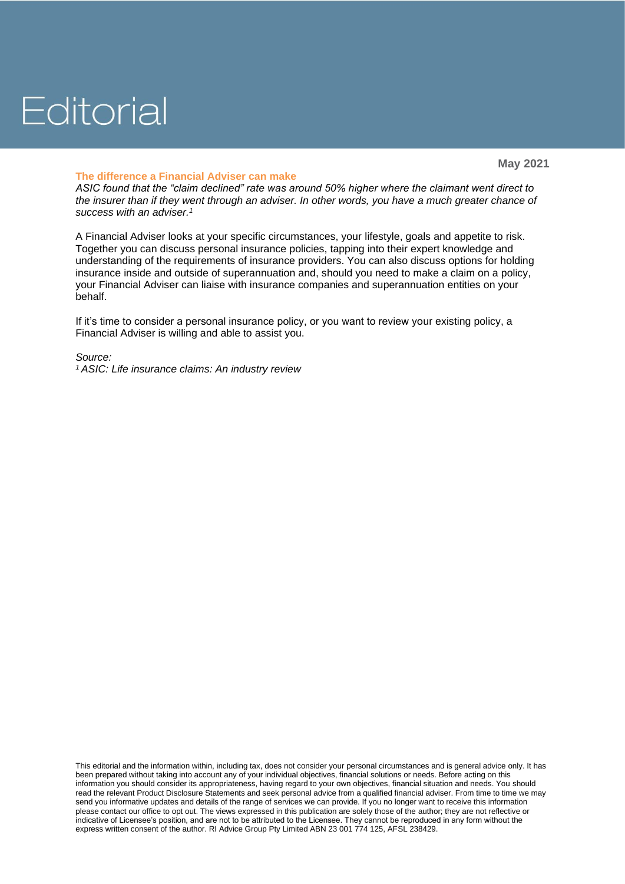# Editorial

**May 2021**

### The difference a Financial Adviser can make

*ASIC found that the "claim declined" rate was around 50% higher where the claimant went direct to the insurer than if they went through an adviser. In other words, you have a much greater chance of success with an adviser.*[1]

A Financial Adviser looks at your specific circumstances, your lifestyle, goals and appetite to risk. Together you can discuss personal insurance policies, tapping into their expert knowledge and understanding of the requirements of insurance providers. You can also discuss options for holding insurance inside and outside of superannuation and, should you need to make a claim on a policy, your Financial Adviser can liaise with insurance companies and superannuation entities on your behalf.

If it's time to consider a personal insurance policy, or you want to review your existing policy, a Financial Adviser is willing and able to assist you.

*Source:*
*[1] ASIC: Life insurance claims: An industry review*

This editorial and the information within, including tax, does not consider your personal circumstances and is general advice only. It has been prepared without taking into account any of your individual objectives, financial solutions or needs. Before acting on this information you should consider its appropriateness, having regard to your own objectives, financial situation and needs. You should read the relevant Product Disclosure Statements and seek personal advice from a qualified financial adviser. From time to time we may send you informative updates and details of the range of services we can provide. If you no longer want to receive this information please contact our office to opt out. The views expressed in this publication are solely those of the author; they are not reflective or indicative of Licensee's position, and are not to be attributed to the Licensee. They cannot be reproduced in any form without the express written consent of the author. RI Advice Group Pty Limited ABN 23 001 774 125, AFSL 238429.